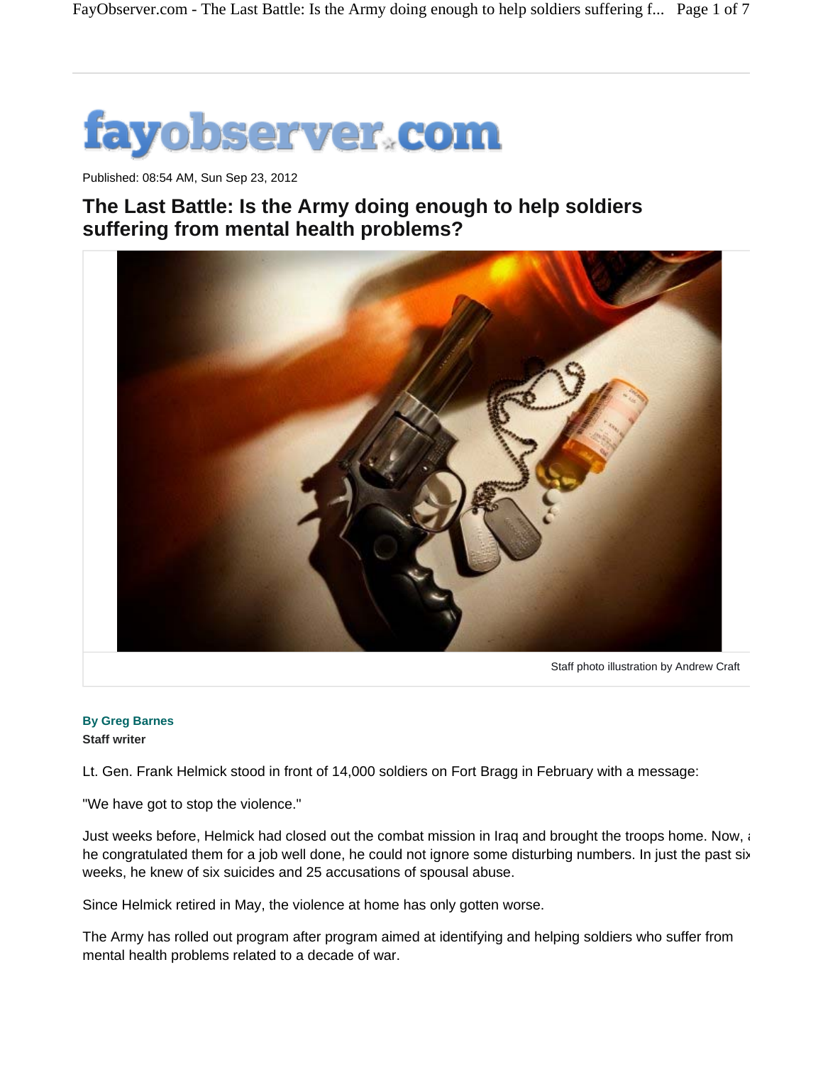![fayobserver.com]

Published: 08:54 AM, Sun Sep 23, 2012

# The Last Battle: Is the Army doing enough to help soldiers suffering from mental health problems?

Staff photo illustration by Andrew Craft

**By Greg Barnes**
**Staff writer**

Lt. Gen. Frank Helmick stood in front of 14,000 soldiers on Fort Bragg in February with a message:

"We have got to stop the violence."

Just weeks before, Helmick had closed out the combat mission in Iraq and brought the troops home. Now, a he congratulated them for a job well done, he could not ignore some disturbing numbers. In just the past six weeks, he knew of six suicides and 25 accusations of spousal abuse.

Since Helmick retired in May, the violence at home has only gotten worse.

The Army has rolled out program after program aimed at identifying and helping soldiers who suffer from mental health problems related to a decade of war.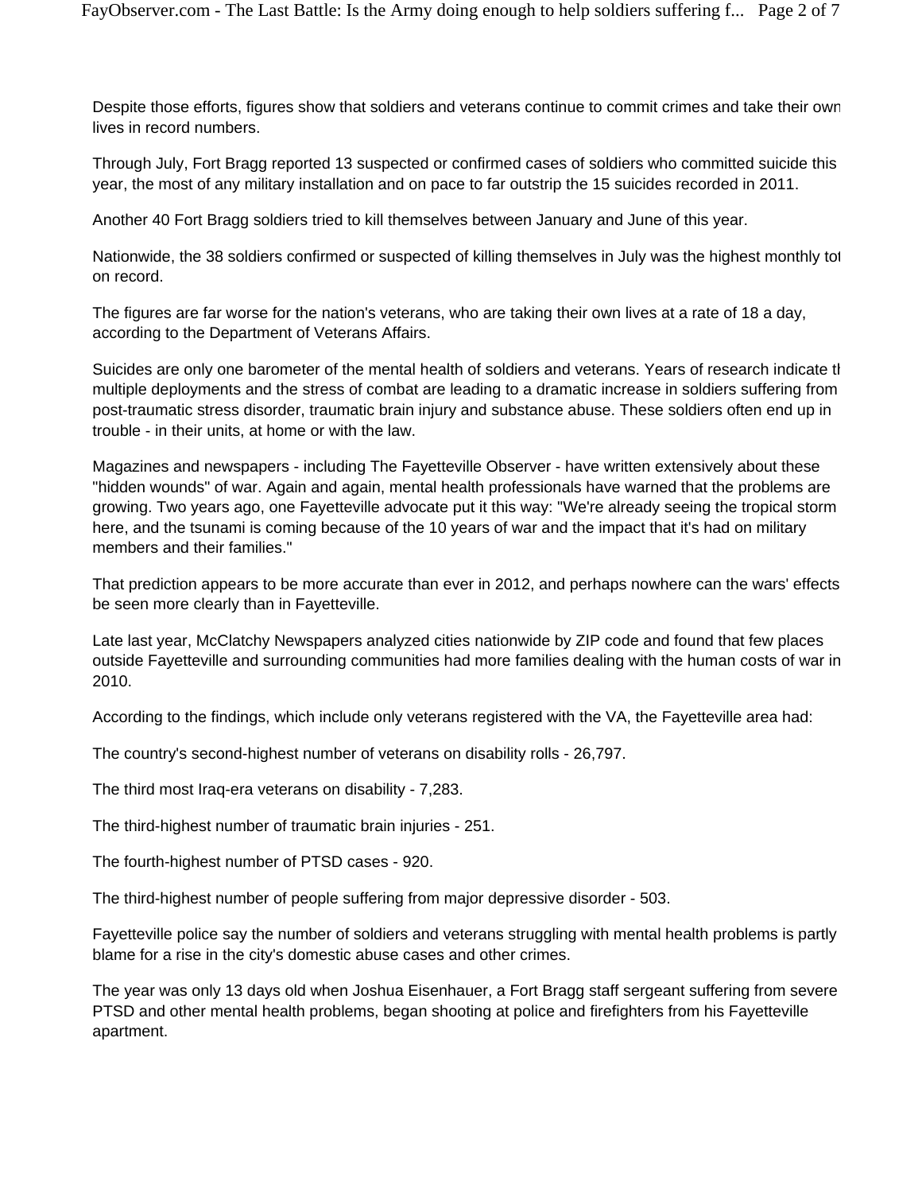Despite those efforts, figures show that soldiers and veterans continue to commit crimes and take their own lives in record numbers.

Through July, Fort Bragg reported 13 suspected or confirmed cases of soldiers who committed suicide this year, the most of any military installation and on pace to far outstrip the 15 suicides recorded in 2011.

Another 40 Fort Bragg soldiers tried to kill themselves between January and June of this year.

Nationwide, the 38 soldiers confirmed or suspected of killing themselves in July was the highest monthly tot on record.

The figures are far worse for the nation's veterans, who are taking their own lives at a rate of 18 a day, according to the Department of Veterans Affairs.

Suicides are only one barometer of the mental health of soldiers and veterans. Years of research indicate th multiple deployments and the stress of combat are leading to a dramatic increase in soldiers suffering from post-traumatic stress disorder, traumatic brain injury and substance abuse. These soldiers often end up in trouble - in their units, at home or with the law.

Magazines and newspapers - including The Fayetteville Observer - have written extensively about these "hidden wounds" of war. Again and again, mental health professionals have warned that the problems are growing. Two years ago, one Fayetteville advocate put it this way: "We're already seeing the tropical storm here, and the tsunami is coming because of the 10 years of war and the impact that it's had on military members and their families."

That prediction appears to be more accurate than ever in 2012, and perhaps nowhere can the wars' effects be seen more clearly than in Fayetteville.

Late last year, McClatchy Newspapers analyzed cities nationwide by ZIP code and found that few places outside Fayetteville and surrounding communities had more families dealing with the human costs of war in 2010.

According to the findings, which include only veterans registered with the VA, the Fayetteville area had:

The country's second-highest number of veterans on disability rolls - 26,797.

The third most Iraq-era veterans on disability - 7,283.

The third-highest number of traumatic brain injuries - 251.

The fourth-highest number of PTSD cases - 920.

The third-highest number of people suffering from major depressive disorder - 503.

Fayetteville police say the number of soldiers and veterans struggling with mental health problems is partly blame for a rise in the city's domestic abuse cases and other crimes.

The year was only 13 days old when Joshua Eisenhauer, a Fort Bragg staff sergeant suffering from severe PTSD and other mental health problems, began shooting at police and firefighters from his Fayetteville apartment.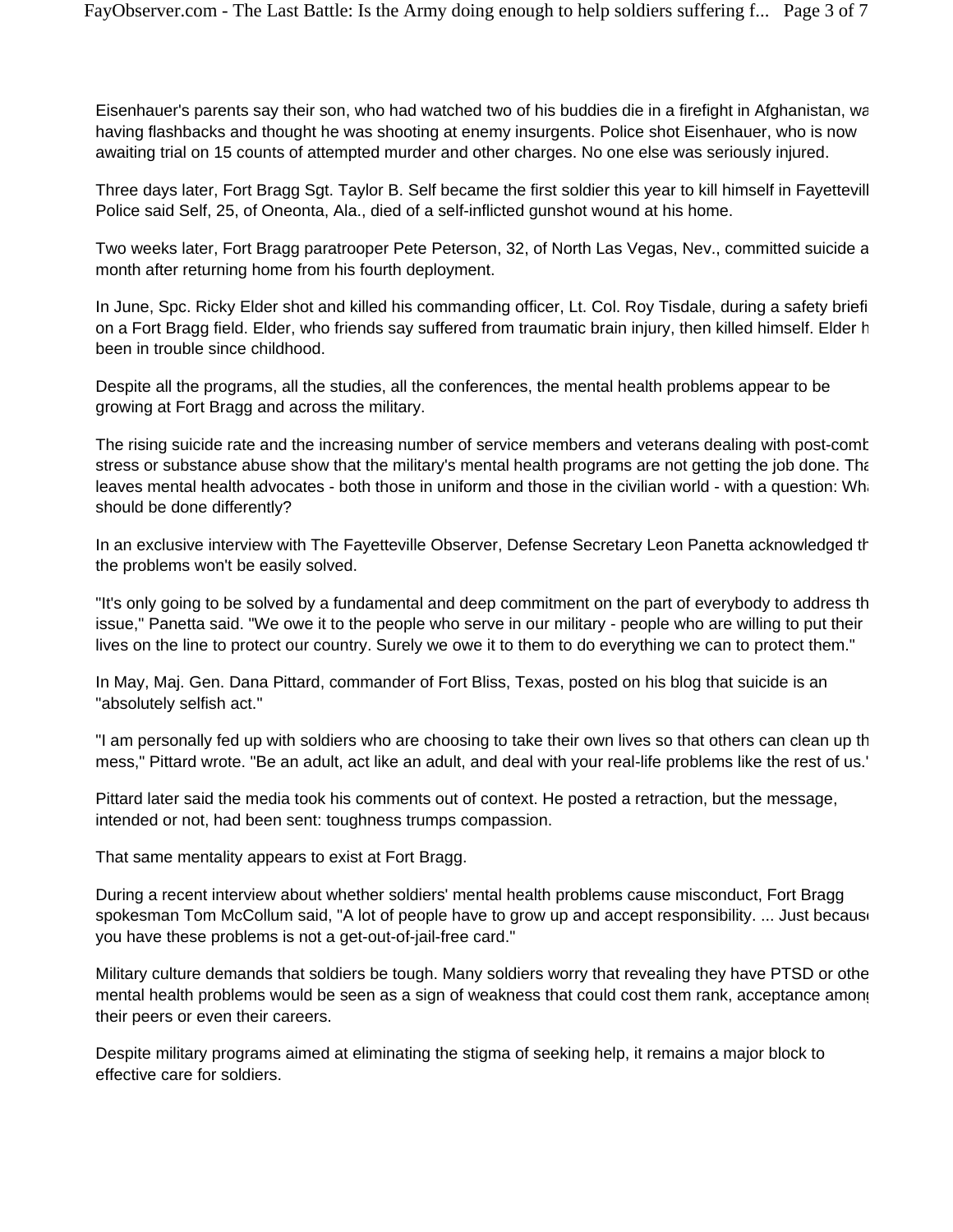Eisenhauer's parents say their son, who had watched two of his buddies die in a firefight in Afghanistan, wa having flashbacks and thought he was shooting at enemy insurgents. Police shot Eisenhauer, who is now awaiting trial on 15 counts of attempted murder and other charges. No one else was seriously injured.

Three days later, Fort Bragg Sgt. Taylor B. Self became the first soldier this year to kill himself in Fayettevill Police said Self, 25, of Oneonta, Ala., died of a self-inflicted gunshot wound at his home.

Two weeks later, Fort Bragg paratrooper Pete Peterson, 32, of North Las Vegas, Nev., committed suicide a month after returning home from his fourth deployment.

In June, Spc. Ricky Elder shot and killed his commanding officer, Lt. Col. Roy Tisdale, during a safety briefi on a Fort Bragg field. Elder, who friends say suffered from traumatic brain injury, then killed himself. Elder h been in trouble since childhood.

Despite all the programs, all the studies, all the conferences, the mental health problems appear to be growing at Fort Bragg and across the military.

The rising suicide rate and the increasing number of service members and veterans dealing with post-comb stress or substance abuse show that the military's mental health programs are not getting the job done. Tha leaves mental health advocates - both those in uniform and those in the civilian world - with a question: Wh should be done differently?

In an exclusive interview with The Fayetteville Observer, Defense Secretary Leon Panetta acknowledged th the problems won't be easily solved.

"It's only going to be solved by a fundamental and deep commitment on the part of everybody to address th issue," Panetta said. "We owe it to the people who serve in our military - people who are willing to put their lives on the line to protect our country. Surely we owe it to them to do everything we can to protect them."

In May, Maj. Gen. Dana Pittard, commander of Fort Bliss, Texas, posted on his blog that suicide is an "absolutely selfish act."

"I am personally fed up with soldiers who are choosing to take their own lives so that others can clean up th mess," Pittard wrote. "Be an adult, act like an adult, and deal with your real-life problems like the rest of us."

Pittard later said the media took his comments out of context. He posted a retraction, but the message, intended or not, had been sent: toughness trumps compassion.

That same mentality appears to exist at Fort Bragg.

During a recent interview about whether soldiers' mental health problems cause misconduct, Fort Bragg spokesman Tom McCollum said, "A lot of people have to grow up and accept responsibility. ... Just becaus you have these problems is not a get-out-of-jail-free card."

Military culture demands that soldiers be tough. Many soldiers worry that revealing they have PTSD or othe mental health problems would be seen as a sign of weakness that could cost them rank, acceptance amon their peers or even their careers.

Despite military programs aimed at eliminating the stigma of seeking help, it remains a major block to effective care for soldiers.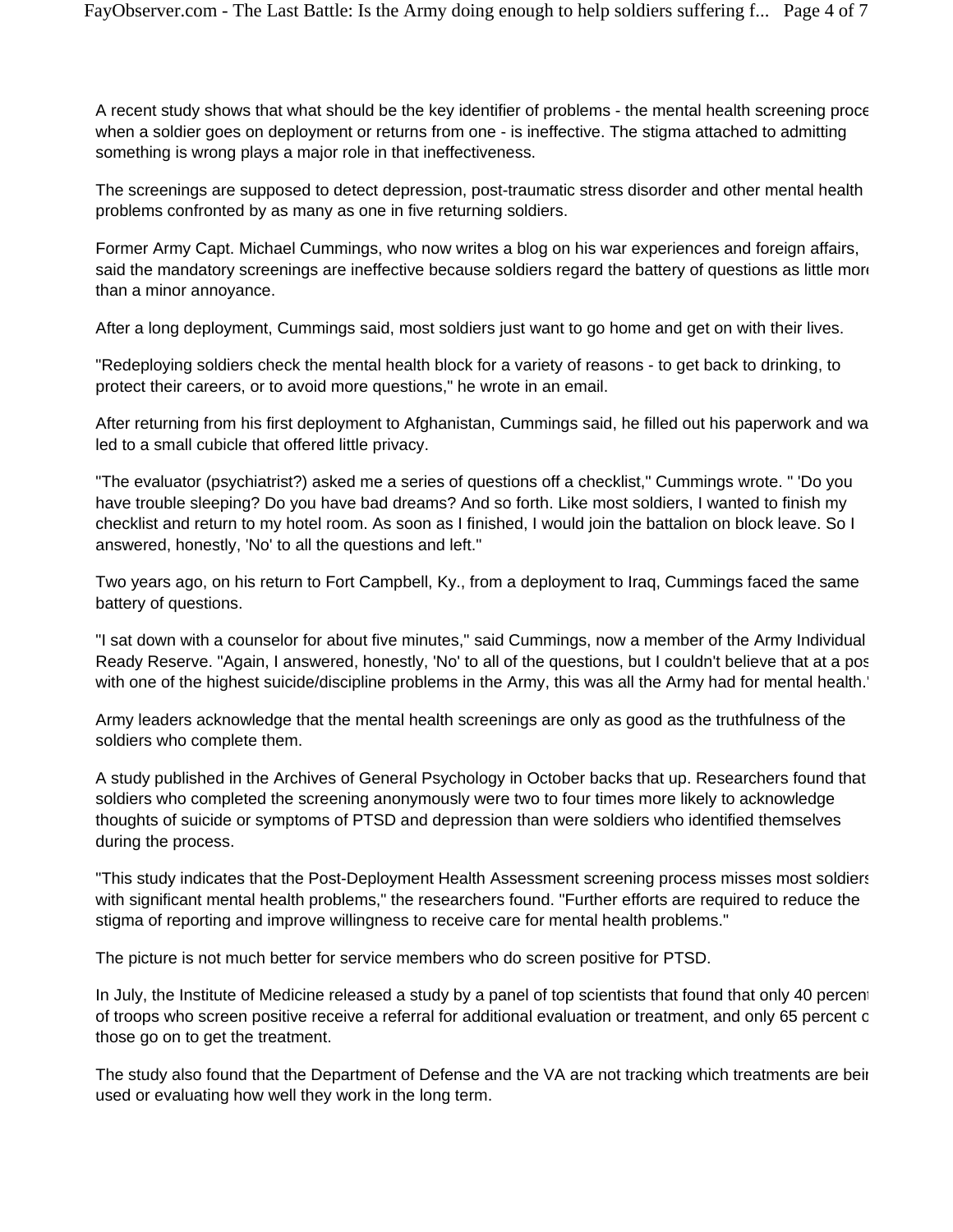A recent study shows that what should be the key identifier of problems - the mental health screening proce when a soldier goes on deployment or returns from one - is ineffective. The stigma attached to admitting something is wrong plays a major role in that ineffectiveness.

The screenings are supposed to detect depression, post-traumatic stress disorder and other mental health problems confronted by as many as one in five returning soldiers.

Former Army Capt. Michael Cummings, who now writes a blog on his war experiences and foreign affairs, said the mandatory screenings are ineffective because soldiers regard the battery of questions as little more than a minor annoyance.

After a long deployment, Cummings said, most soldiers just want to go home and get on with their lives.

"Redeploying soldiers check the mental health block for a variety of reasons - to get back to drinking, to protect their careers, or to avoid more questions," he wrote in an email.

After returning from his first deployment to Afghanistan, Cummings said, he filled out his paperwork and wa led to a small cubicle that offered little privacy.

"The evaluator (psychiatrist?) asked me a series of questions off a checklist," Cummings wrote. " 'Do you have trouble sleeping? Do you have bad dreams? And so forth. Like most soldiers, I wanted to finish my checklist and return to my hotel room. As soon as I finished, I would join the battalion on block leave. So I answered, honestly, 'No' to all the questions and left."

Two years ago, on his return to Fort Campbell, Ky., from a deployment to Iraq, Cummings faced the same battery of questions.

"I sat down with a counselor for about five minutes," said Cummings, now a member of the Army Individual Ready Reserve. "Again, I answered, honestly, 'No' to all of the questions, but I couldn't believe that at a pos with one of the highest suicide/discipline problems in the Army, this was all the Army had for mental health."

Army leaders acknowledge that the mental health screenings are only as good as the truthfulness of the soldiers who complete them.

A study published in the Archives of General Psychology in October backs that up. Researchers found that soldiers who completed the screening anonymously were two to four times more likely to acknowledge thoughts of suicide or symptoms of PTSD and depression than were soldiers who identified themselves during the process.

"This study indicates that the Post-Deployment Health Assessment screening process misses most soldiers with significant mental health problems," the researchers found. "Further efforts are required to reduce the stigma of reporting and improve willingness to receive care for mental health problems."

The picture is not much better for service members who do screen positive for PTSD.

In July, the Institute of Medicine released a study by a panel of top scientists that found that only 40 percent of troops who screen positive receive a referral for additional evaluation or treatment, and only 65 percent o those go on to get the treatment.

The study also found that the Department of Defense and the VA are not tracking which treatments are bei used or evaluating how well they work in the long term.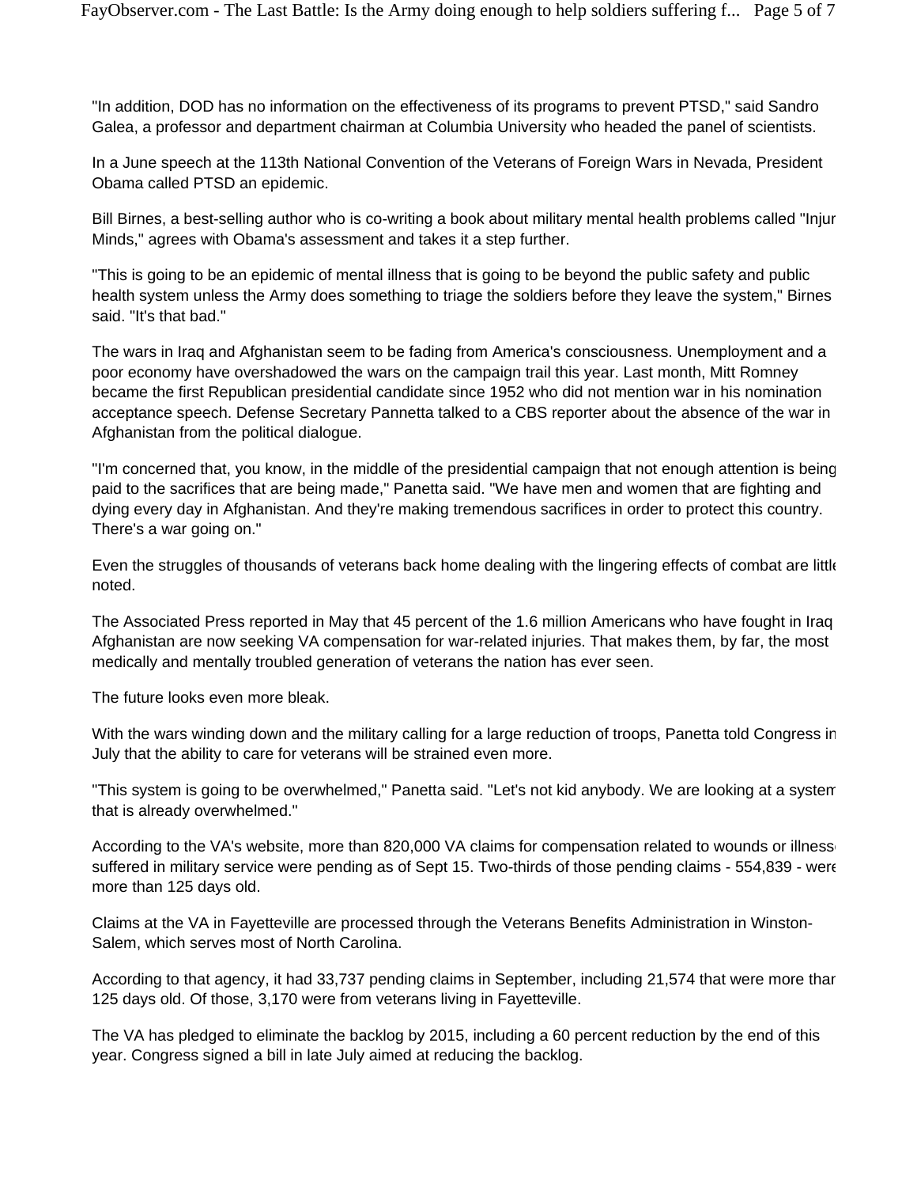"In addition, DOD has no information on the effectiveness of its programs to prevent PTSD," said Sandro Galea, a professor and department chairman at Columbia University who headed the panel of scientists.

In a June speech at the 113th National Convention of the Veterans of Foreign Wars in Nevada, President Obama called PTSD an epidemic.

Bill Birnes, a best-selling author who is co-writing a book about military mental health problems called "Injur Minds," agrees with Obama's assessment and takes it a step further.

"This is going to be an epidemic of mental illness that is going to be beyond the public safety and public health system unless the Army does something to triage the soldiers before they leave the system," Birnes said. "It's that bad."

The wars in Iraq and Afghanistan seem to be fading from America's consciousness. Unemployment and a poor economy have overshadowed the wars on the campaign trail this year. Last month, Mitt Romney became the first Republican presidential candidate since 1952 who did not mention war in his nomination acceptance speech. Defense Secretary Pannetta talked to a CBS reporter about the absence of the war in Afghanistan from the political dialogue.

"I'm concerned that, you know, in the middle of the presidential campaign that not enough attention is being paid to the sacrifices that are being made," Panetta said. "We have men and women that are fighting and dying every day in Afghanistan. And they're making tremendous sacrifices in order to protect this country. There's a war going on."

Even the struggles of thousands of veterans back home dealing with the lingering effects of combat are little noted.

The Associated Press reported in May that 45 percent of the 1.6 million Americans who have fought in Iraq Afghanistan are now seeking VA compensation for war-related injuries. That makes them, by far, the most medically and mentally troubled generation of veterans the nation has ever seen.

The future looks even more bleak.

With the wars winding down and the military calling for a large reduction of troops, Panetta told Congress in July that the ability to care for veterans will be strained even more.

"This system is going to be overwhelmed," Panetta said. "Let's not kid anybody. We are looking at a system that is already overwhelmed."

According to the VA's website, more than 820,000 VA claims for compensation related to wounds or illness suffered in military service were pending as of Sept 15. Two-thirds of those pending claims - 554,839 - were more than 125 days old.

Claims at the VA in Fayetteville are processed through the Veterans Benefits Administration in Winston-Salem, which serves most of North Carolina.

According to that agency, it had 33,737 pending claims in September, including 21,574 that were more than 125 days old. Of those, 3,170 were from veterans living in Fayetteville.

The VA has pledged to eliminate the backlog by 2015, including a 60 percent reduction by the end of this year. Congress signed a bill in late July aimed at reducing the backlog.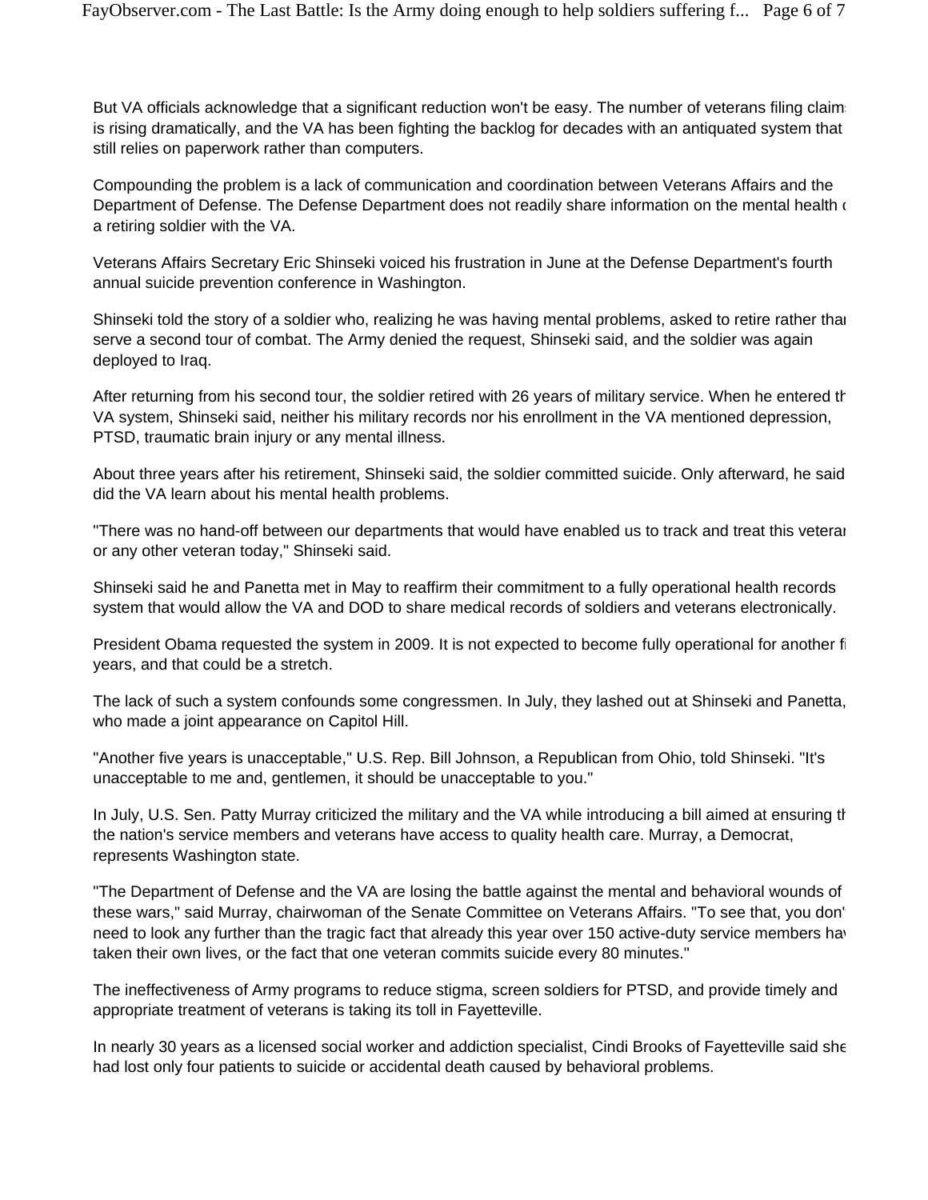But VA officials acknowledge that a significant reduction won't be easy. The number of veterans filing claims is rising dramatically, and the VA has been fighting the backlog for decades with an antiquated system that still relies on paperwork rather than computers.

Compounding the problem is a lack of communication and coordination between Veterans Affairs and the Department of Defense. The Defense Department does not readily share information on the mental health of a retiring soldier with the VA.

Veterans Affairs Secretary Eric Shinseki voiced his frustration in June at the Defense Department's fourth annual suicide prevention conference in Washington.

Shinseki told the story of a soldier who, realizing he was having mental problems, asked to retire rather than serve a second tour of combat. The Army denied the request, Shinseki said, and the soldier was again deployed to Iraq.

After returning from his second tour, the soldier retired with 26 years of military service. When he entered the VA system, Shinseki said, neither his military records nor his enrollment in the VA mentioned depression, PTSD, traumatic brain injury or any mental illness.

About three years after his retirement, Shinseki said, the soldier committed suicide. Only afterward, he said, did the VA learn about his mental health problems.

"There was no hand-off between our departments that would have enabled us to track and treat this veteran or any other veteran today," Shinseki said.

Shinseki said he and Panetta met in May to reaffirm their commitment to a fully operational health records system that would allow the VA and DOD to share medical records of soldiers and veterans electronically.

President Obama requested the system in 2009. It is not expected to become fully operational for another five years, and that could be a stretch.

The lack of such a system confounds some congressmen. In July, they lashed out at Shinseki and Panetta, who made a joint appearance on Capitol Hill.

"Another five years is unacceptable," U.S. Rep. Bill Johnson, a Republican from Ohio, told Shinseki. "It's unacceptable to me and, gentlemen, it should be unacceptable to you."

In July, U.S. Sen. Patty Murray criticized the military and the VA while introducing a bill aimed at ensuring that the nation's service members and veterans have access to quality health care. Murray, a Democrat, represents Washington state.

"The Department of Defense and the VA are losing the battle against the mental and behavioral wounds of these wars," said Murray, chairwoman of the Senate Committee on Veterans Affairs. "To see that, you don't need to look any further than the tragic fact that already this year over 150 active-duty service members have taken their own lives, or the fact that one veteran commits suicide every 80 minutes."

The ineffectiveness of Army programs to reduce stigma, screen soldiers for PTSD, and provide timely and appropriate treatment of veterans is taking its toll in Fayetteville.

In nearly 30 years as a licensed social worker and addiction specialist, Cindi Brooks of Fayetteville said she had lost only four patients to suicide or accidental death caused by behavioral problems.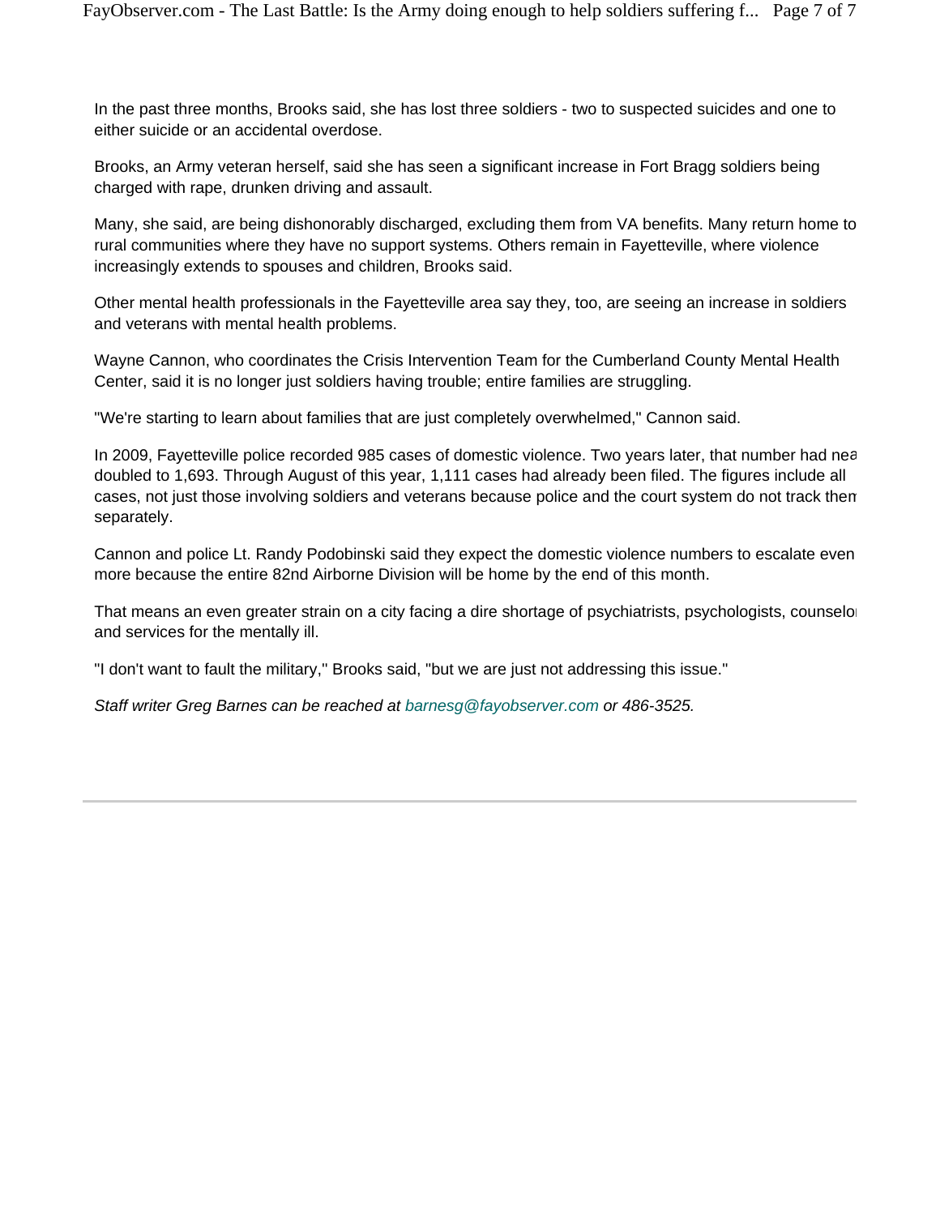In the past three months, Brooks said, she has lost three soldiers - two to suspected suicides and one to either suicide or an accidental overdose.

Brooks, an Army veteran herself, said she has seen a significant increase in Fort Bragg soldiers being charged with rape, drunken driving and assault.

Many, she said, are being dishonorably discharged, excluding them from VA benefits. Many return home to rural communities where they have no support systems. Others remain in Fayetteville, where violence increasingly extends to spouses and children, Brooks said.

Other mental health professionals in the Fayetteville area say they, too, are seeing an increase in soldiers and veterans with mental health problems.

Wayne Cannon, who coordinates the Crisis Intervention Team for the Cumberland County Mental Health Center, said it is no longer just soldiers having trouble; entire families are struggling.

"We're starting to learn about families that are just completely overwhelmed," Cannon said.

In 2009, Fayetteville police recorded 985 cases of domestic violence. Two years later, that number had nea doubled to 1,693. Through August of this year, 1,111 cases had already been filed. The figures include all cases, not just those involving soldiers and veterans because police and the court system do not track them separately.

Cannon and police Lt. Randy Podobinski said they expect the domestic violence numbers to escalate even more because the entire 82nd Airborne Division will be home by the end of this month.

That means an even greater strain on a city facing a dire shortage of psychiatrists, psychologists, counselo and services for the mentally ill.

"I don't want to fault the military," Brooks said, "but we are just not addressing this issue."

*Staff writer Greg Barnes can be reached at barnesg@fayobserver.com or 486-3525.*